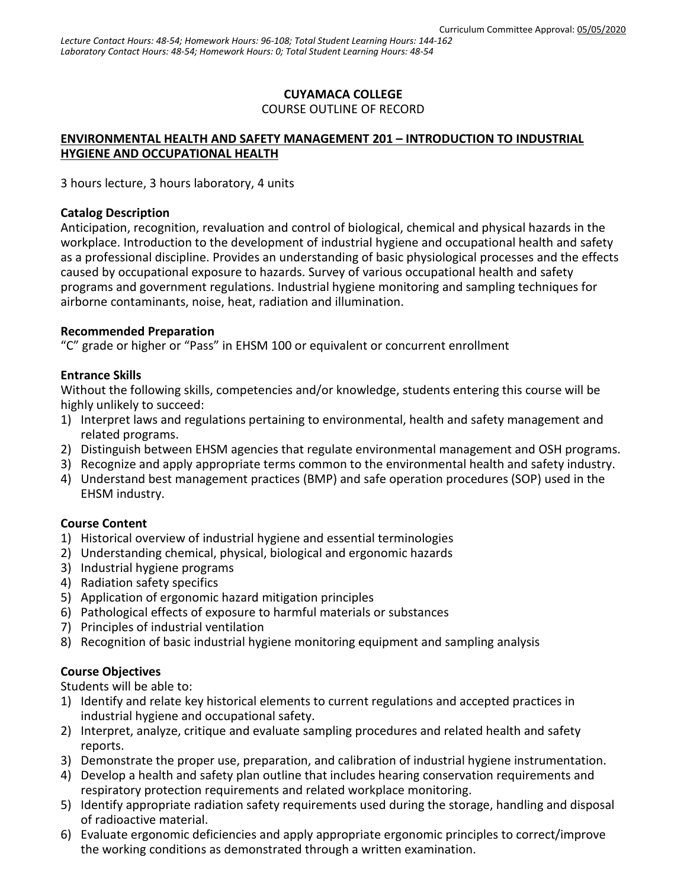Curriculum Committee Approval: 05/05/2020

*Lecture Contact Hours: 48-54; Homework Hours: 96-108; Total Student Learning Hours: 144-162*
*Laboratory Contact Hours: 48-54; Homework Hours: 0; Total Student Learning Hours: 48-54*

**CUYAMACA COLLEGE**

COURSE OUTLINE OF RECORD

**ENVIRONMENTAL HEALTH AND SAFETY MANAGEMENT 201 – INTRODUCTION TO INDUSTRIAL HYGIENE AND OCCUPATIONAL HEALTH**

3 hours lecture, 3 hours laboratory, 4 units

**Catalog Description**

Anticipation, recognition, revaluation and control of biological, chemical and physical hazards in the workplace. Introduction to the development of industrial hygiene and occupational health and safety as a professional discipline. Provides an understanding of basic physiological processes and the effects caused by occupational exposure to hazards. Survey of various occupational health and safety programs and government regulations. Industrial hygiene monitoring and sampling techniques for airborne contaminants, noise, heat, radiation and illumination.

**Recommended Preparation**

"C" grade or higher or "Pass" in EHSM 100 or equivalent or concurrent enrollment

**Entrance Skills**

Without the following skills, competencies and/or knowledge, students entering this course will be highly unlikely to succeed:

1) Interpret laws and regulations pertaining to environmental, health and safety management and related programs.
2) Distinguish between EHSM agencies that regulate environmental management and OSH programs.
3) Recognize and apply appropriate terms common to the environmental health and safety industry.
4) Understand best management practices (BMP) and safe operation procedures (SOP) used in the EHSM industry.

**Course Content**

1) Historical overview of industrial hygiene and essential terminologies
2) Understanding chemical, physical, biological and ergonomic hazards
3) Industrial hygiene programs
4) Radiation safety specifics
5) Application of ergonomic hazard mitigation principles
6) Pathological effects of exposure to harmful materials or substances
7) Principles of industrial ventilation
8) Recognition of basic industrial hygiene monitoring equipment and sampling analysis

**Course Objectives**

Students will be able to:

1) Identify and relate key historical elements to current regulations and accepted practices in industrial hygiene and occupational safety.
2) Interpret, analyze, critique and evaluate sampling procedures and related health and safety reports.
3) Demonstrate the proper use, preparation, and calibration of industrial hygiene instrumentation.
4) Develop a health and safety plan outline that includes hearing conservation requirements and respiratory protection requirements and related workplace monitoring.
5) Identify appropriate radiation safety requirements used during the storage, handling and disposal of radioactive material.
6) Evaluate ergonomic deficiencies and apply appropriate ergonomic principles to correct/improve the working conditions as demonstrated through a written examination.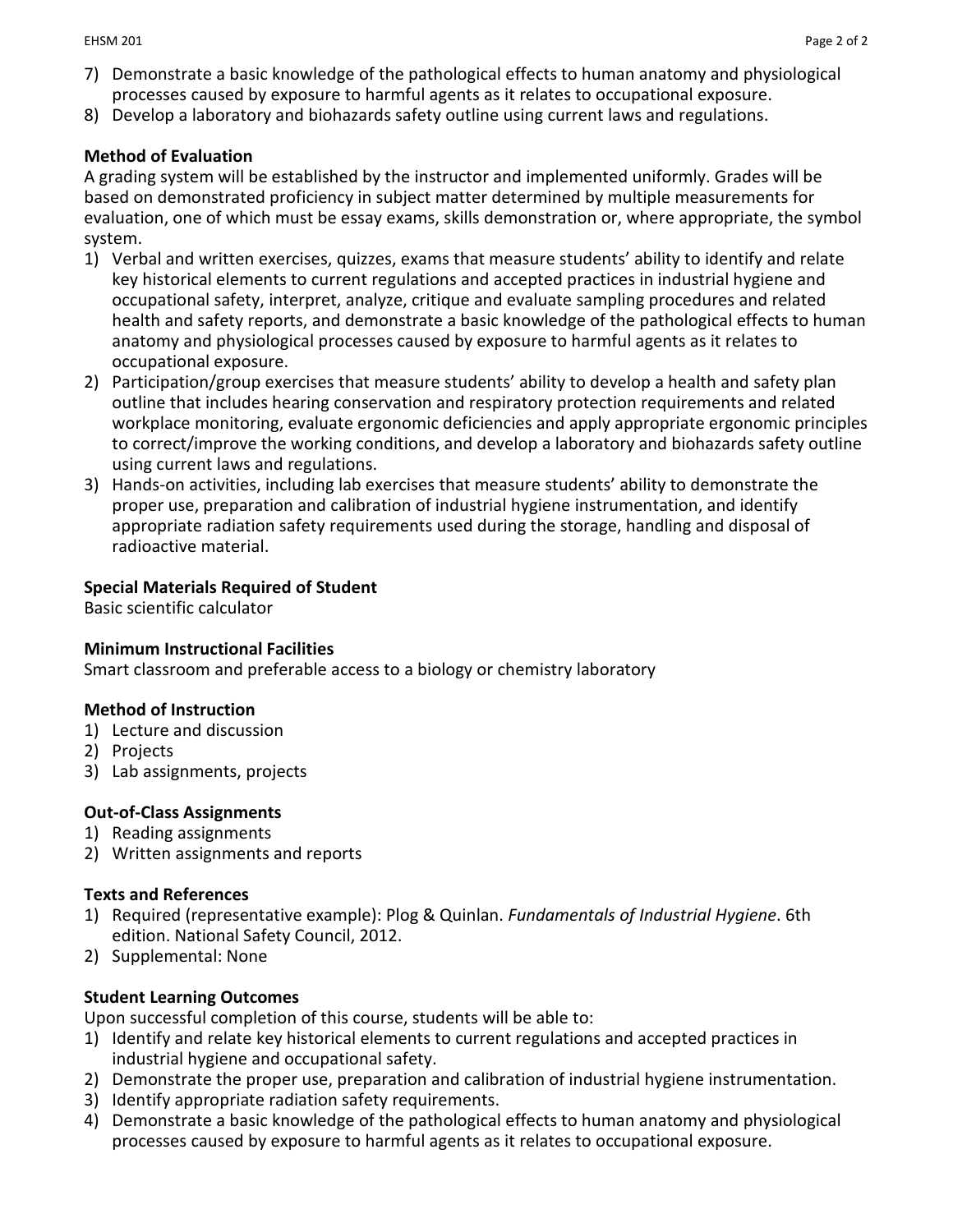7) Demonstrate a basic knowledge of the pathological effects to human anatomy and physiological processes caused by exposure to harmful agents as it relates to occupational exposure.
8) Develop a laboratory and biohazards safety outline using current laws and regulations.

**Method of Evaluation**

A grading system will be established by the instructor and implemented uniformly. Grades will be based on demonstrated proficiency in subject matter determined by multiple measurements for evaluation, one of which must be essay exams, skills demonstration or, where appropriate, the symbol system.

1) Verbal and written exercises, quizzes, exams that measure students' ability to identify and relate key historical elements to current regulations and accepted practices in industrial hygiene and occupational safety, interpret, analyze, critique and evaluate sampling procedures and related health and safety reports, and demonstrate a basic knowledge of the pathological effects to human anatomy and physiological processes caused by exposure to harmful agents as it relates to occupational exposure.
2) Participation/group exercises that measure students' ability to develop a health and safety plan outline that includes hearing conservation and respiratory protection requirements and related workplace monitoring, evaluate ergonomic deficiencies and apply appropriate ergonomic principles to correct/improve the working conditions, and develop a laboratory and biohazards safety outline using current laws and regulations.
3) Hands-on activities, including lab exercises that measure students' ability to demonstrate the proper use, preparation and calibration of industrial hygiene instrumentation, and identify appropriate radiation safety requirements used during the storage, handling and disposal of radioactive material.

**Special Materials Required of Student**

Basic scientific calculator

**Minimum Instructional Facilities**

Smart classroom and preferable access to a biology or chemistry laboratory

**Method of Instruction**

1) Lecture and discussion
2) Projects
3) Lab assignments, projects

**Out-of-Class Assignments**

1) Reading assignments
2) Written assignments and reports

**Texts and References**

1) Required (representative example): Plog & Quinlan. *Fundamentals of Industrial Hygiene*. 6th edition. National Safety Council, 2012.
2) Supplemental: None

**Student Learning Outcomes**

Upon successful completion of this course, students will be able to:

1) Identify and relate key historical elements to current regulations and accepted practices in industrial hygiene and occupational safety.
2) Demonstrate the proper use, preparation and calibration of industrial hygiene instrumentation.
3) Identify appropriate radiation safety requirements.
4) Demonstrate a basic knowledge of the pathological effects to human anatomy and physiological processes caused by exposure to harmful agents as it relates to occupational exposure.